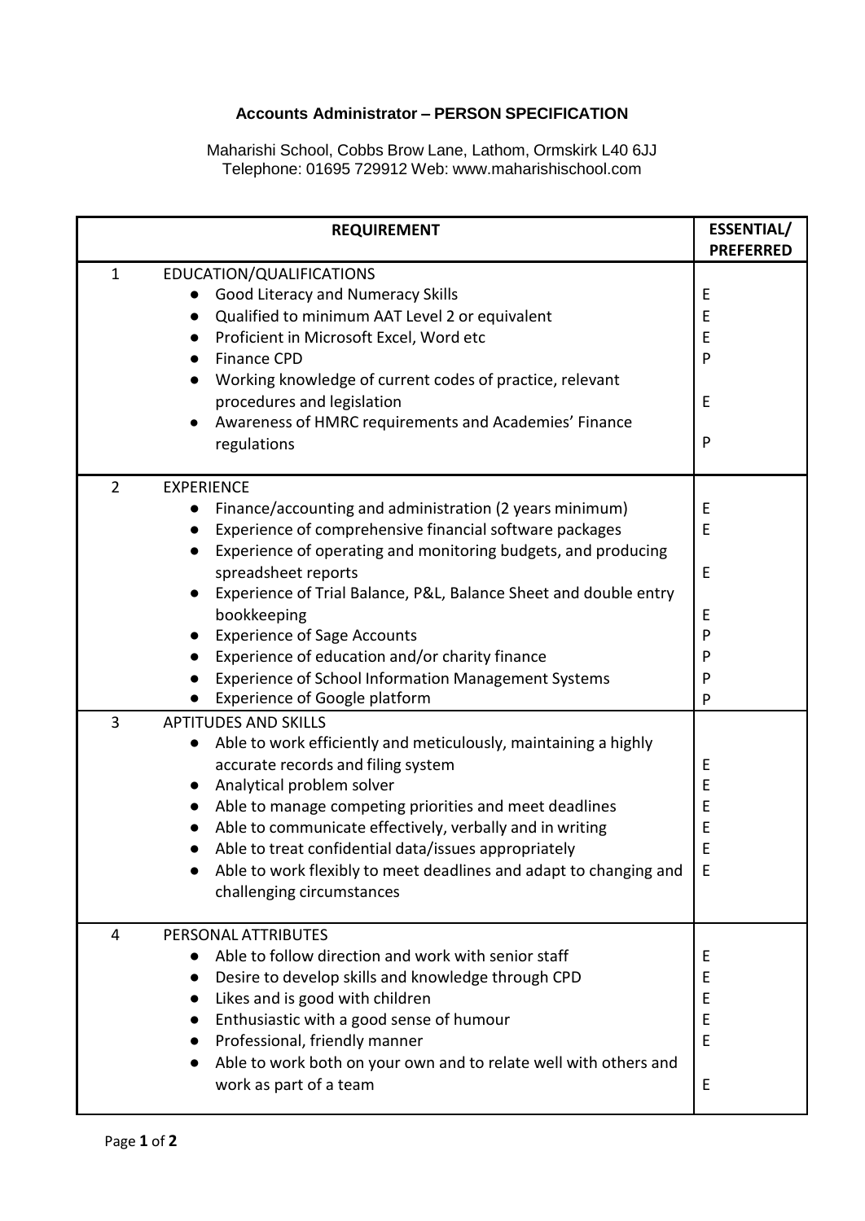# Accounts Administrator – PERSON SPECIFICATION

Maharishi School, Cobbs Brow Lane, Lathom, Ormskirk L40 6JJ
Telephone: 01695 729912 Web: www.maharishischool.com

| REQUIREMENT | ESSENTIAL/ PREFERRED |
|---|---|
| **1 EDUCATION/QUALIFICATIONS** | |
| • Good Literacy and Numeracy Skills | E |
| • Qualified to minimum AAT Level 2 or equivalent | E |
| • Proficient in Microsoft Excel, Word etc | E |
| • Finance CPD | P |
| • Working knowledge of current codes of practice, relevant procedures and legislation | E |
| • Awareness of HMRC requirements and Academies' Finance regulations | P |
| **2 EXPERIENCE** | |
| • Finance/accounting and administration (2 years minimum) | E |
| • Experience of comprehensive financial software packages | E |
| • Experience of operating and monitoring budgets, and producing spreadsheet reports | E |
| • Experience of Trial Balance, P&L, Balance Sheet and double entry bookkeeping | E |
| • Experience of Sage Accounts | P |
| • Experience of education and/or charity finance | P |
| • Experience of School Information Management Systems | P |
| • Experience of Google platform | P |
| **3 APTITUDES AND SKILLS** | |
| • Able to work efficiently and meticulously, maintaining a highly accurate records and filing system | E |
| • Analytical problem solver | E |
| • Able to manage competing priorities and meet deadlines | E |
| • Able to communicate effectively, verbally and in writing | E |
| • Able to treat confidential data/issues appropriately | E |
| • Able to work flexibly to meet deadlines and adapt to changing and challenging circumstances | E |
| **4 PERSONAL ATTRIBUTES** | |
| • Able to follow direction and work with senior staff | E |
| • Desire to develop skills and knowledge through CPD | E |
| • Likes and is good with children | E |
| • Enthusiastic with a good sense of humour | E |
| • Professional, friendly manner | E |
| • Able to work both on your own and to relate well with others and work as part of a team | E |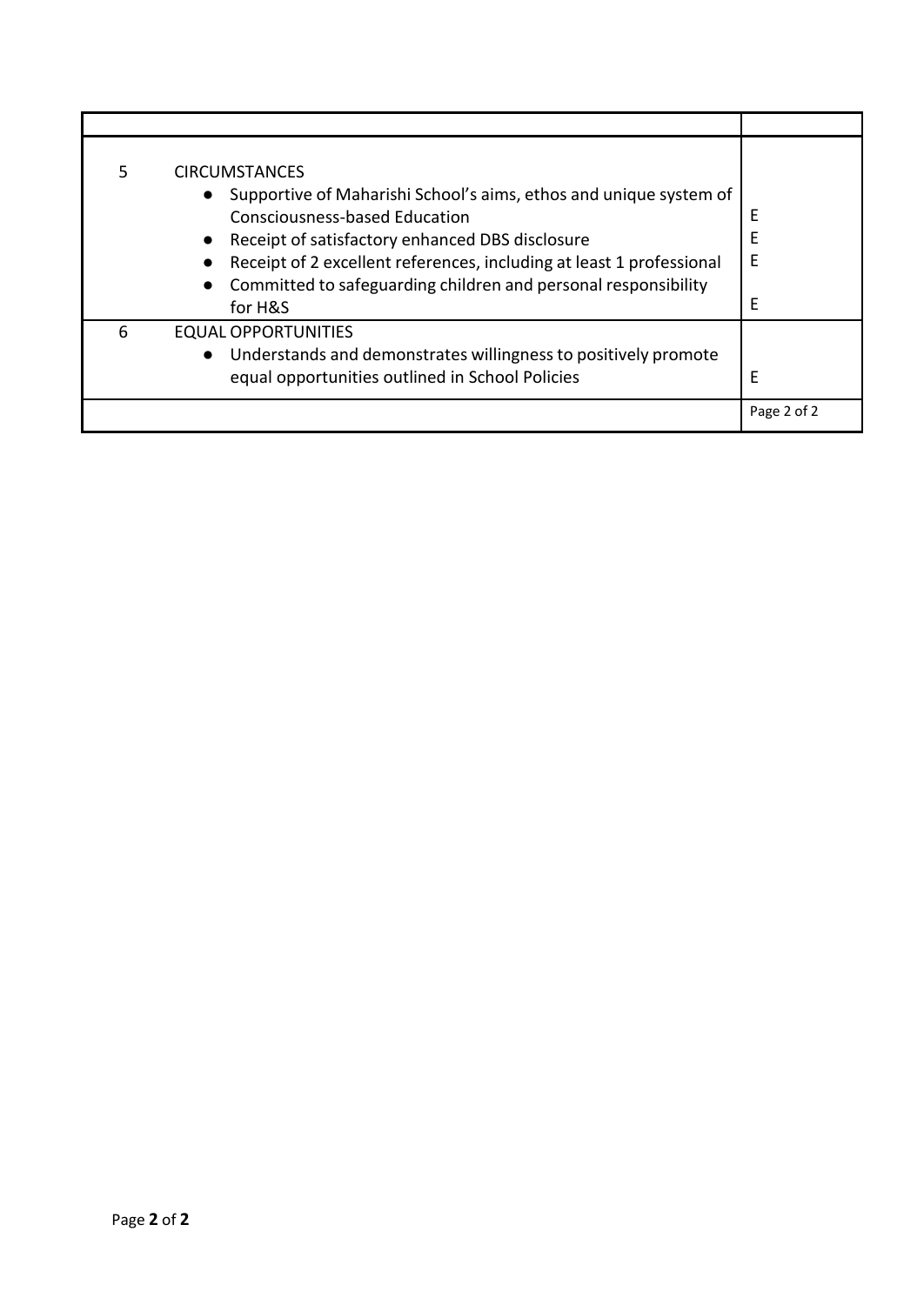| | | |
|---|---|---|
| 5 | CIRCUMSTANCES<br>• Supportive of Maharishi School's aims, ethos and unique system of Consciousness-based Education<br>• Receipt of satisfactory enhanced DBS disclosure<br>• Receipt of 2 excellent references, including at least 1 professional<br>• Committed to safeguarding children and personal responsibility for H&S | E<br>E<br>E<br>E |
| 6 | EQUAL OPPORTUNITIES<br>• Understands and demonstrates willingness to positively promote equal opportunities outlined in School Policies | E |